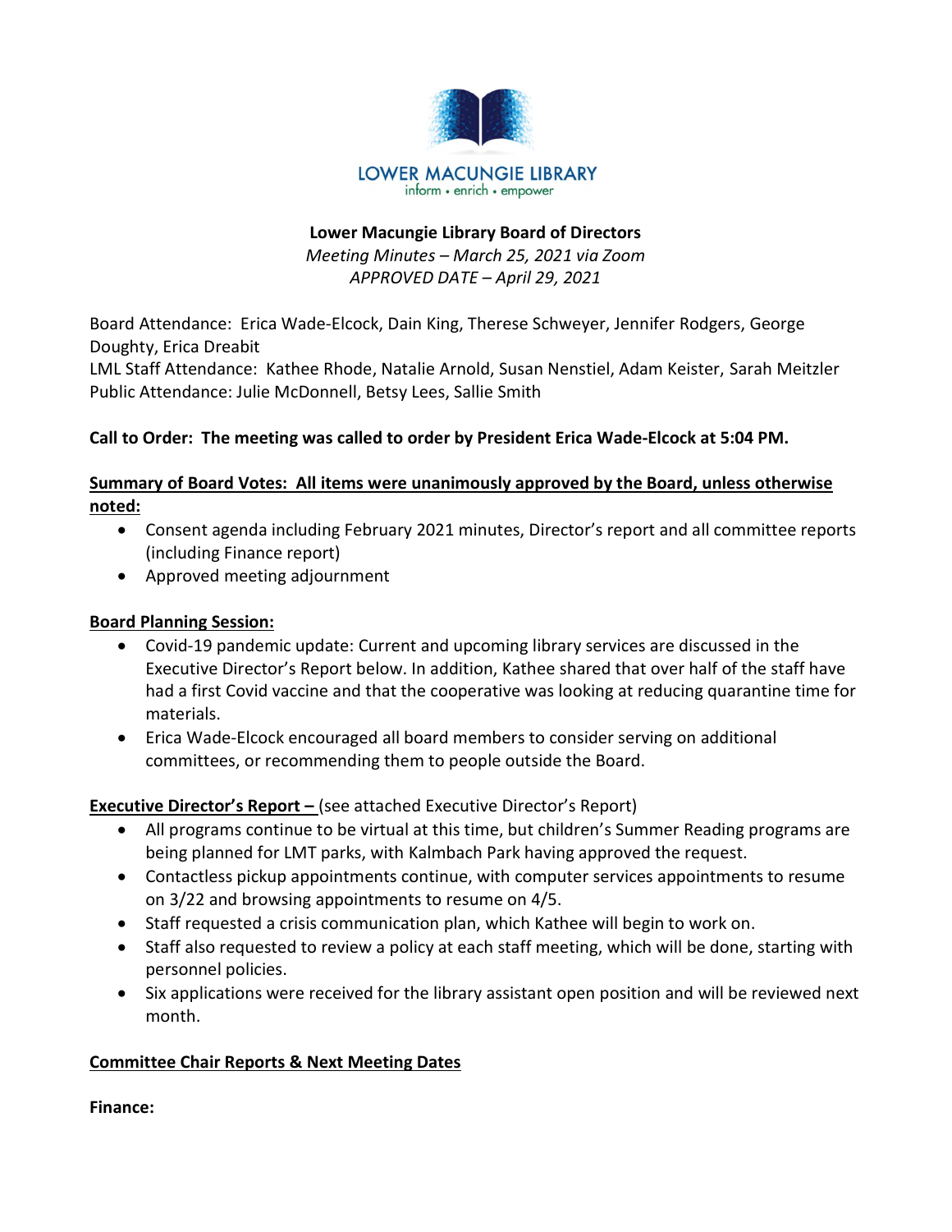LOWER MACUNGIE LIBRARY
inform • enrich • empower

**Lower Macungie Library Board of Directors**

*Meeting Minutes – March 25, 2021 via Zoom*

*APPROVED DATE – April 29, 2021*

Board Attendance: Erica Wade-Elcock, Dain King, Therese Schweyer, Jennifer Rodgers, George Doughty, Erica Dreabit
LML Staff Attendance: Kathee Rhode, Natalie Arnold, Susan Nenstiel, Adam Keister, Sarah Meitzler
Public Attendance: Julie McDonnell, Betsy Lees, Sallie Smith

**Call to Order: The meeting was called to order by President Erica Wade-Elcock at 5:04 PM.**

**Summary of Board Votes: All items were unanimously approved by the Board, unless otherwise noted:**

- Consent agenda including February 2021 minutes, Director's report and all committee reports (including Finance report)
- Approved meeting adjournment

**Board Planning Session:**

- Covid-19 pandemic update: Current and upcoming library services are discussed in the Executive Director's Report below. In addition, Kathee shared that over half of the staff have had a first Covid vaccine and that the cooperative was looking at reducing quarantine time for materials.
- Erica Wade-Elcock encouraged all board members to consider serving on additional committees, or recommending them to people outside the Board.

**Executive Director's Report –** (see attached Executive Director's Report)

- All programs continue to be virtual at this time, but children's Summer Reading programs are being planned for LMT parks, with Kalmbach Park having approved the request.
- Contactless pickup appointments continue, with computer services appointments to resume on 3/22 and browsing appointments to resume on 4/5.
- Staff requested a crisis communication plan, which Kathee will begin to work on.
- Staff also requested to review a policy at each staff meeting, which will be done, starting with personnel policies.
- Six applications were received for the library assistant open position and will be reviewed next month.

**Committee Chair Reports & Next Meeting Dates**

**Finance:**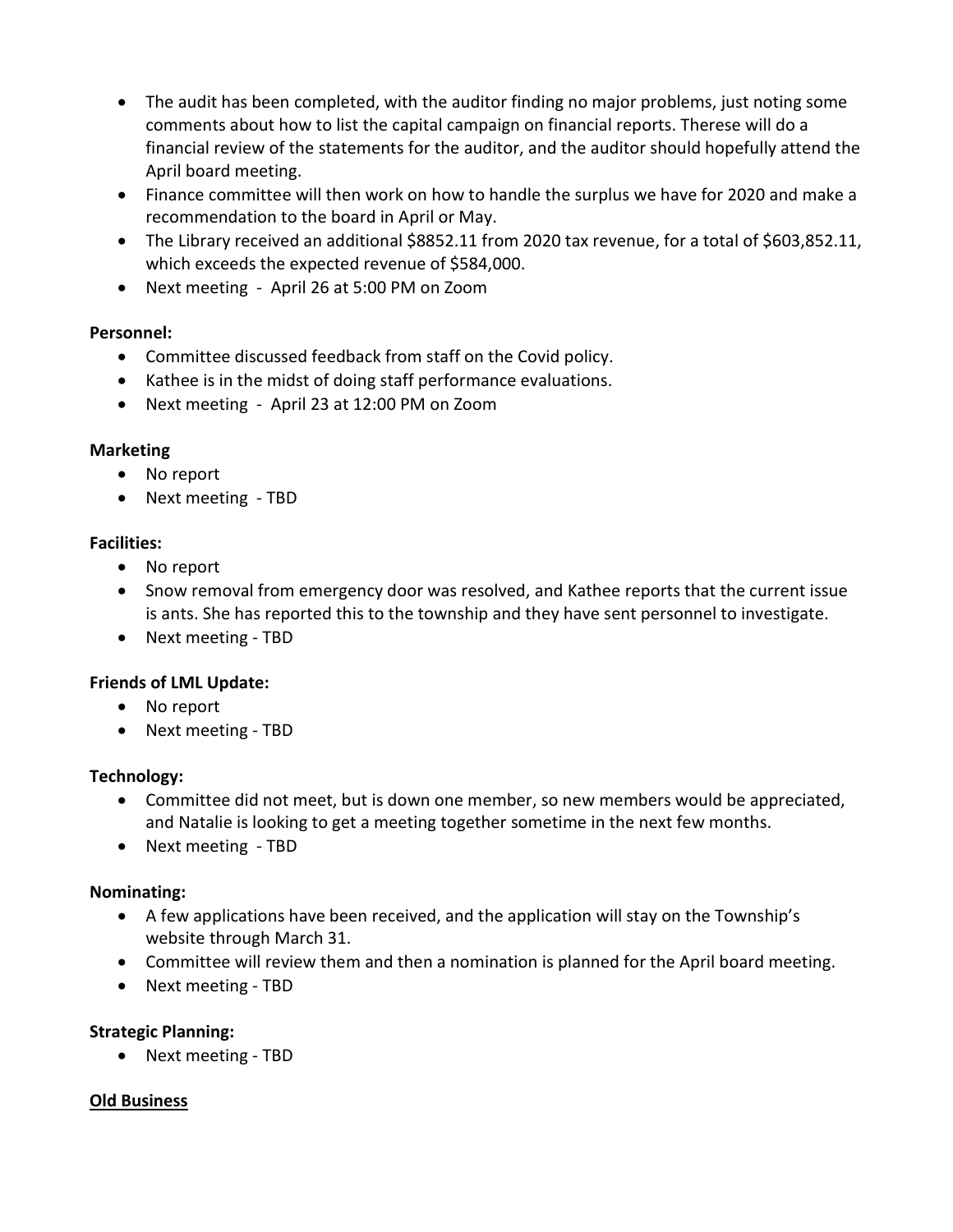- The audit has been completed, with the auditor finding no major problems, just noting some comments about how to list the capital campaign on financial reports. Therese will do a financial review of the statements for the auditor, and the auditor should hopefully attend the April board meeting.
- Finance committee will then work on how to handle the surplus we have for 2020 and make a recommendation to the board in April or May.
- The Library received an additional $8852.11 from 2020 tax revenue, for a total of $603,852.11, which exceeds the expected revenue of $584,000.
- Next meeting - April 26 at 5:00 PM on Zoom

**Personnel:**

- Committee discussed feedback from staff on the Covid policy.
- Kathee is in the midst of doing staff performance evaluations.
- Next meeting - April 23 at 12:00 PM on Zoom

**Marketing**

- No report
- Next meeting - TBD

**Facilities:**

- No report
- Snow removal from emergency door was resolved, and Kathee reports that the current issue is ants. She has reported this to the township and they have sent personnel to investigate.
- Next meeting - TBD

**Friends of LML Update:**

- No report
- Next meeting - TBD

**Technology:**

- Committee did not meet, but is down one member, so new members would be appreciated, and Natalie is looking to get a meeting together sometime in the next few months.
- Next meeting - TBD

**Nominating:**

- A few applications have been received, and the application will stay on the Township's website through March 31.
- Committee will review them and then a nomination is planned for the April board meeting.
- Next meeting - TBD

**Strategic Planning:**

- Next meeting - TBD

**<u>Old Business</u>**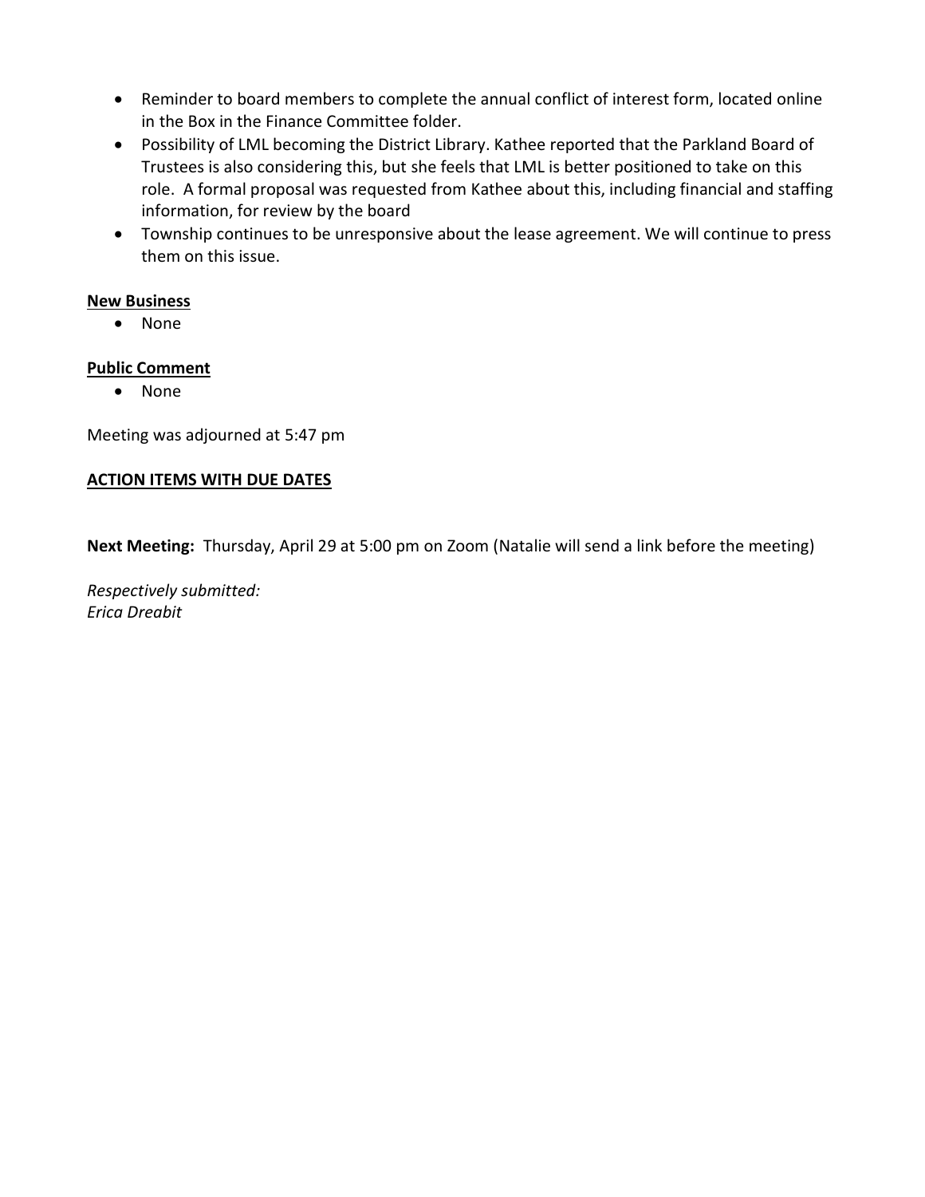- Reminder to board members to complete the annual conflict of interest form, located online in the Box in the Finance Committee folder.
- Possibility of LML becoming the District Library. Kathee reported that the Parkland Board of Trustees is also considering this, but she feels that LML is better positioned to take on this role. A formal proposal was requested from Kathee about this, including financial and staffing information, for review by the board
- Township continues to be unresponsive about the lease agreement. We will continue to press them on this issue.

**New Business**

- None

**Public Comment**

- None

Meeting was adjourned at 5:47 pm

**ACTION ITEMS WITH DUE DATES**

**Next Meeting:** Thursday, April 29 at 5:00 pm on Zoom (Natalie will send a link before the meeting)

*Respectively submitted:*
*Erica Dreabit*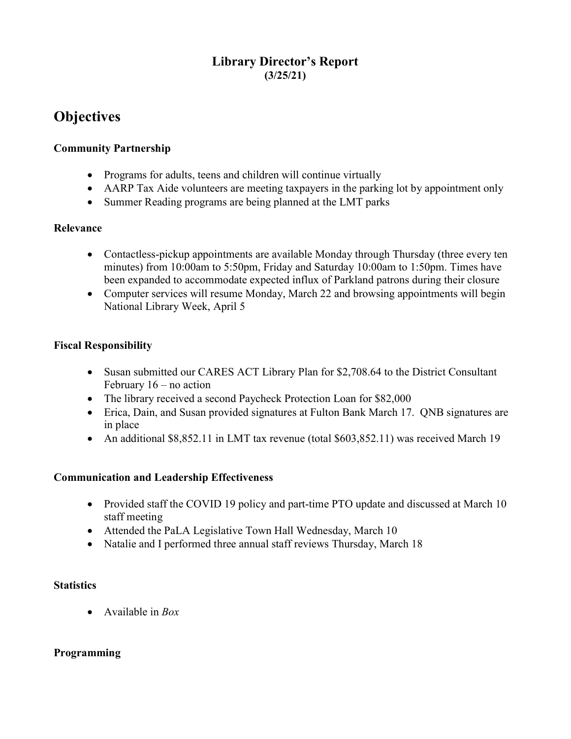# Library Director's Report

**(3/25/21)**

## Objectives

### Community Partnership

- Programs for adults, teens and children will continue virtually
- AARP Tax Aide volunteers are meeting taxpayers in the parking lot by appointment only
- Summer Reading programs are being planned at the LMT parks

### Relevance

- Contactless-pickup appointments are available Monday through Thursday (three every ten minutes) from 10:00am to 5:50pm, Friday and Saturday 10:00am to 1:50pm. Times have been expanded to accommodate expected influx of Parkland patrons during their closure
- Computer services will resume Monday, March 22 and browsing appointments will begin National Library Week, April 5

### Fiscal Responsibility

- Susan submitted our CARES ACT Library Plan for $2,708.64 to the District Consultant February 16 – no action
- The library received a second Paycheck Protection Loan for $82,000
- Erica, Dain, and Susan provided signatures at Fulton Bank March 17. QNB signatures are in place
- An additional $8,852.11 in LMT tax revenue (total $603,852.11) was received March 19

### Communication and Leadership Effectiveness

- Provided staff the COVID 19 policy and part-time PTO update and discussed at March 10 staff meeting
- Attended the PaLA Legislative Town Hall Wednesday, March 10
- Natalie and I performed three annual staff reviews Thursday, March 18

### Statistics

- Available in *Box*

### Programming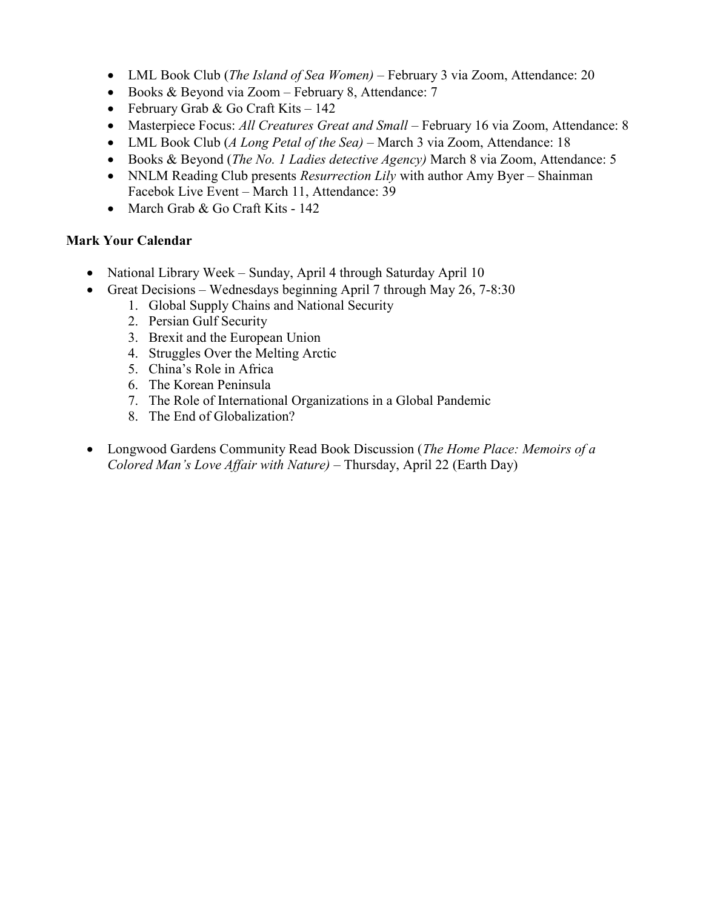- LML Book Club (*The Island of Sea Women)* – February 3 via Zoom, Attendance: 20
- Books & Beyond via Zoom – February 8, Attendance: 7
- February Grab & Go Craft Kits – 142
- Masterpiece Focus: *All Creatures Great and Small* – February 16 via Zoom, Attendance: 8
- LML Book Club (*A Long Petal of the Sea)* – March 3 via Zoom, Attendance: 18
- Books & Beyond (*The No. 1 Ladies detective Agency)* March 8 via Zoom, Attendance: 5
- NNLM Reading Club presents *Resurrection Lily* with author Amy Byer – Shainman Facebok Live Event – March 11, Attendance: 39
- March Grab & Go Craft Kits - 142

**Mark Your Calendar**

- National Library Week – Sunday, April 4 through Saturday April 10
- Great Decisions – Wednesdays beginning April 7 through May 26, 7-8:30
  1. Global Supply Chains and National Security
  2. Persian Gulf Security
  3. Brexit and the European Union
  4. Struggles Over the Melting Arctic
  5. China's Role in Africa
  6. The Korean Peninsula
  7. The Role of International Organizations in a Global Pandemic
  8. The End of Globalization?

- Longwood Gardens Community Read Book Discussion (*The Home Place: Memoirs of a Colored Man's Love Affair with Nature)* – Thursday, April 22 (Earth Day)